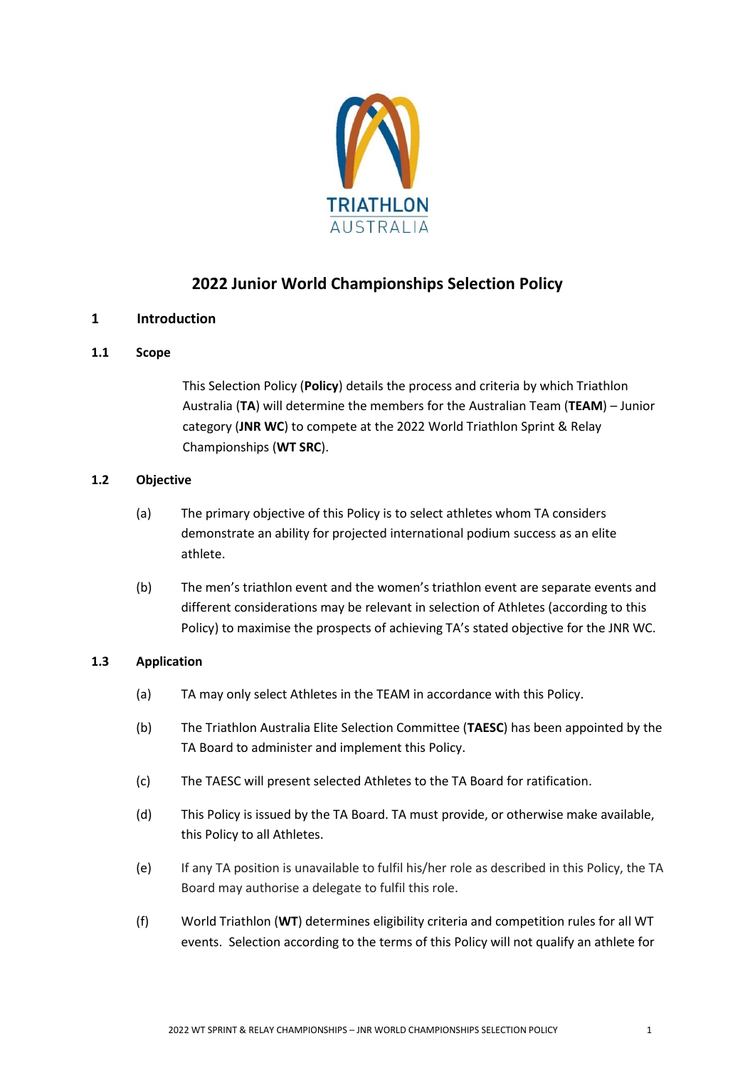# 2022 Junior World Championships Selection Policy

## 1 Introduction

### 1.1 Scope

This Selection Policy (**Policy**) details the process and criteria by which Triathlon Australia (**TA**) will determine the members for the Australian Team (**TEAM**) – Junior category (**JNR WC**) to compete at the 2022 World Triathlon Sprint & Relay Championships (**WT SRC**).

### 1.2 Objective

(a) The primary objective of this Policy is to select athletes whom TA considers demonstrate an ability for projected international podium success as an elite athlete.

(b) The men's triathlon event and the women's triathlon event are separate events and different considerations may be relevant in selection of Athletes (according to this Policy) to maximise the prospects of achieving TA's stated objective for the JNR WC.

### 1.3 Application

(a) TA may only select Athletes in the TEAM in accordance with this Policy.

(b) The Triathlon Australia Elite Selection Committee (**TAESC**) has been appointed by the TA Board to administer and implement this Policy.

(c) The TAESC will present selected Athletes to the TA Board for ratification.

(d) This Policy is issued by the TA Board. TA must provide, or otherwise make available, this Policy to all Athletes.

(e) If any TA position is unavailable to fulfil his/her role as described in this Policy, the TA Board may authorise a delegate to fulfil this role.

(f) World Triathlon (**WT**) determines eligibility criteria and competition rules for all WT events. Selection according to the terms of this Policy will not qualify an athlete for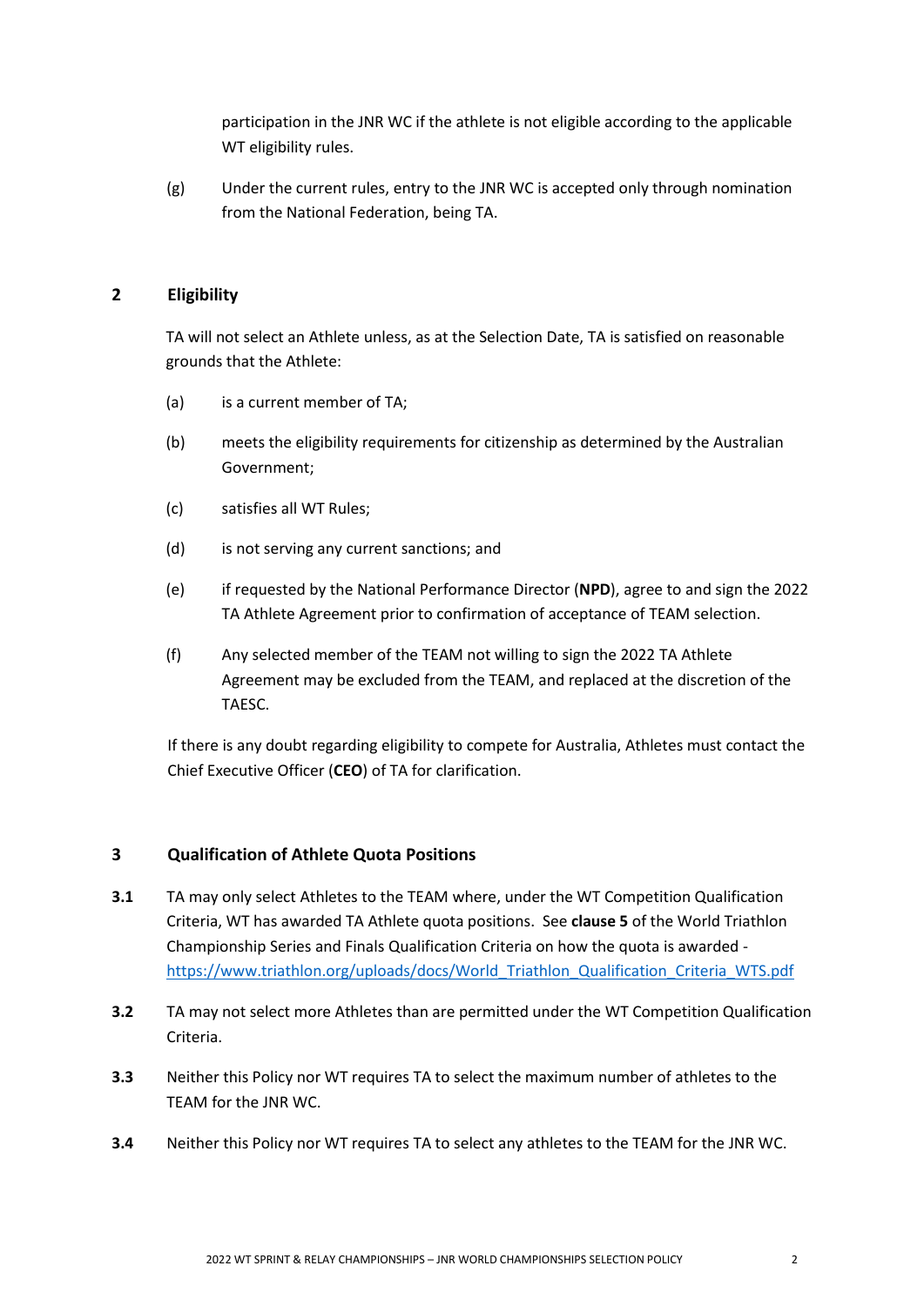participation in the JNR WC if the athlete is not eligible according to the applicable WT eligibility rules.

(g) Under the current rules, entry to the JNR WC is accepted only through nomination from the National Federation, being TA.

## 2 Eligibility

TA will not select an Athlete unless, as at the Selection Date, TA is satisfied on reasonable grounds that the Athlete:

(a) is a current member of TA;

(b) meets the eligibility requirements for citizenship as determined by the Australian Government;

(c) satisfies all WT Rules;

(d) is not serving any current sanctions; and

(e) if requested by the National Performance Director (**NPD**), agree to and sign the 2022 TA Athlete Agreement prior to confirmation of acceptance of TEAM selection.

(f) Any selected member of the TEAM not willing to sign the 2022 TA Athlete Agreement may be excluded from the TEAM, and replaced at the discretion of the TAESC.

If there is any doubt regarding eligibility to compete for Australia, Athletes must contact the Chief Executive Officer (**CEO**) of TA for clarification.

## 3 Qualification of Athlete Quota Positions

**3.1** TA may only select Athletes to the TEAM where, under the WT Competition Qualification Criteria, WT has awarded TA Athlete quota positions. See **clause 5** of the World Triathlon Championship Series and Finals Qualification Criteria on how the quota is awarded - https://www.triathlon.org/uploads/docs/World_Triathlon_Qualification_Criteria_WTS.pdf

**3.2** TA may not select more Athletes than are permitted under the WT Competition Qualification Criteria.

**3.3** Neither this Policy nor WT requires TA to select the maximum number of athletes to the TEAM for the JNR WC.

**3.4** Neither this Policy nor WT requires TA to select any athletes to the TEAM for the JNR WC.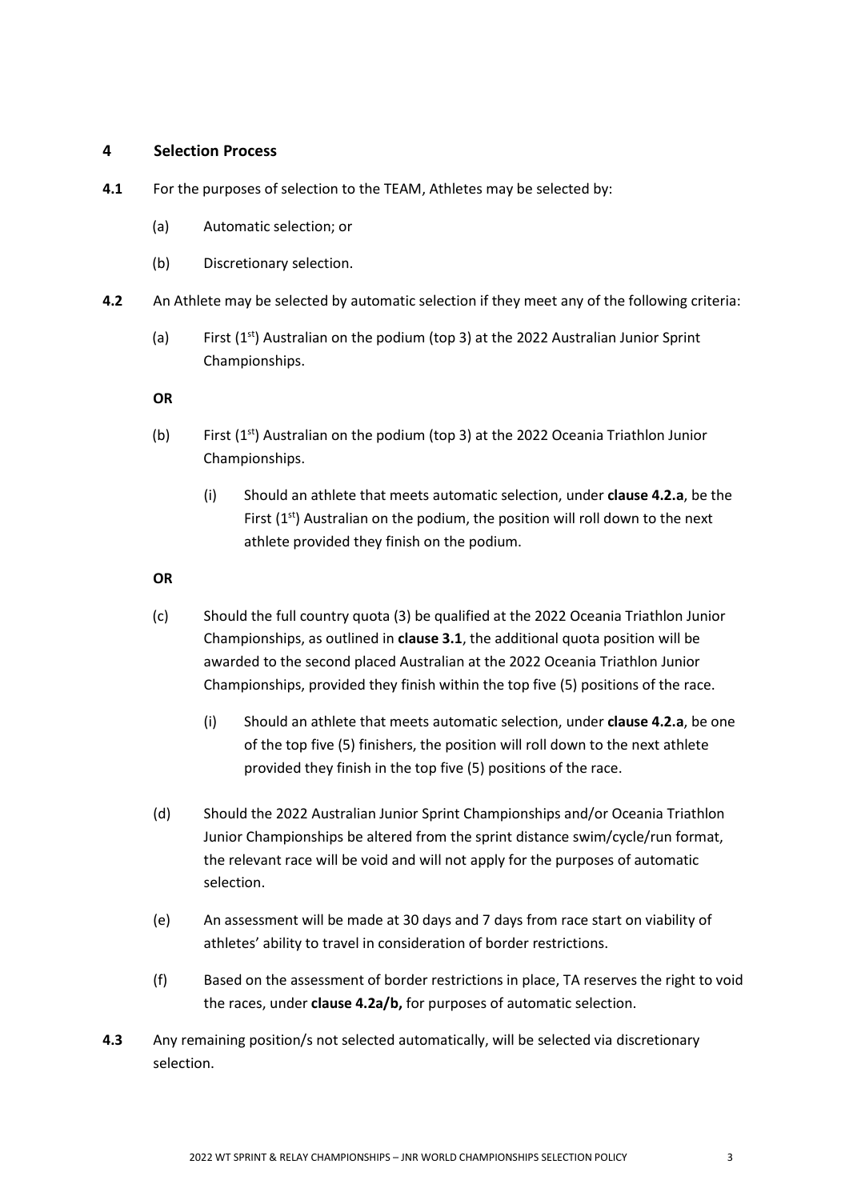## 4 Selection Process

**4.1** For the purposes of selection to the TEAM, Athletes may be selected by:

(a) Automatic selection; or

(b) Discretionary selection.

**4.2** An Athlete may be selected by automatic selection if they meet any of the following criteria:

(a) First (1st) Australian on the podium (top 3) at the 2022 Australian Junior Sprint Championships.

**OR**

(b) First (1st) Australian on the podium (top 3) at the 2022 Oceania Triathlon Junior Championships.

(i) Should an athlete that meets automatic selection, under **clause 4.2.a**, be the First (1st) Australian on the podium, the position will roll down to the next athlete provided they finish on the podium.

**OR**

(c) Should the full country quota (3) be qualified at the 2022 Oceania Triathlon Junior Championships, as outlined in **clause 3.1**, the additional quota position will be awarded to the second placed Australian at the 2022 Oceania Triathlon Junior Championships, provided they finish within the top five (5) positions of the race.

(i) Should an athlete that meets automatic selection, under **clause 4.2.a**, be one of the top five (5) finishers, the position will roll down to the next athlete provided they finish in the top five (5) positions of the race.

(d) Should the 2022 Australian Junior Sprint Championships and/or Oceania Triathlon Junior Championships be altered from the sprint distance swim/cycle/run format, the relevant race will be void and will not apply for the purposes of automatic selection.

(e) An assessment will be made at 30 days and 7 days from race start on viability of athletes' ability to travel in consideration of border restrictions.

(f) Based on the assessment of border restrictions in place, TA reserves the right to void the races, under **clause 4.2a/b,** for purposes of automatic selection.

**4.3** Any remaining position/s not selected automatically, will be selected via discretionary selection.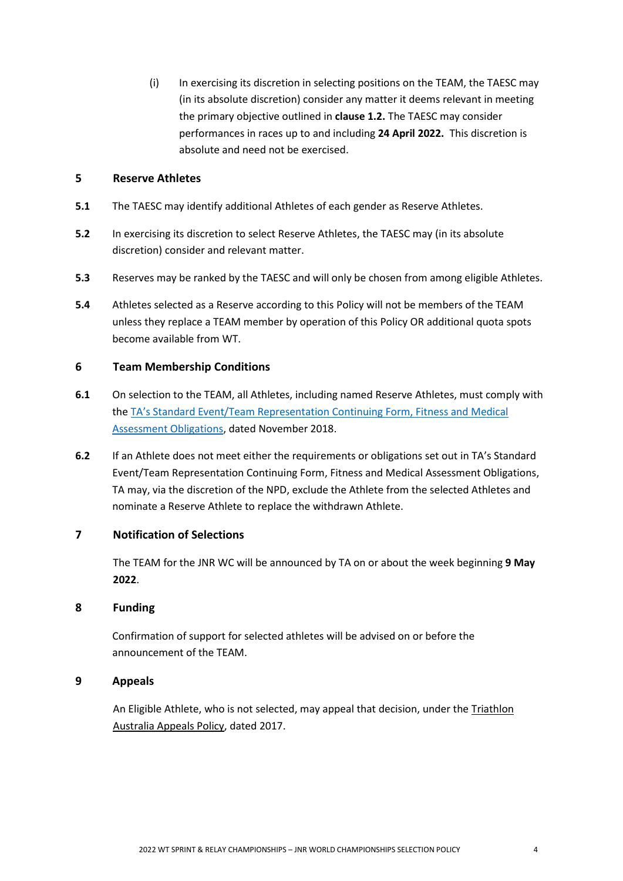(i) In exercising its discretion in selecting positions on the TEAM, the TAESC may (in its absolute discretion) consider any matter it deems relevant in meeting the primary objective outlined in **clause 1.2.** The TAESC may consider performances in races up to and including **24 April 2022.** This discretion is absolute and need not be exercised.

## 5 Reserve Athletes

**5.1** The TAESC may identify additional Athletes of each gender as Reserve Athletes.

**5.2** In exercising its discretion to select Reserve Athletes, the TAESC may (in its absolute discretion) consider and relevant matter.

**5.3** Reserves may be ranked by the TAESC and will only be chosen from among eligible Athletes.

**5.4** Athletes selected as a Reserve according to this Policy will not be members of the TEAM unless they replace a TEAM member by operation of this Policy OR additional quota spots become available from WT.

## 6 Team Membership Conditions

**6.1** On selection to the TEAM, all Athletes, including named Reserve Athletes, must comply with the TA's Standard Event/Team Representation Continuing Form, Fitness and Medical Assessment Obligations, dated November 2018.

**6.2** If an Athlete does not meet either the requirements or obligations set out in TA's Standard Event/Team Representation Continuing Form, Fitness and Medical Assessment Obligations, TA may, via the discretion of the NPD, exclude the Athlete from the selected Athletes and nominate a Reserve Athlete to replace the withdrawn Athlete.

## 7 Notification of Selections

The TEAM for the JNR WC will be announced by TA on or about the week beginning **9 May 2022**.

## 8 Funding

Confirmation of support for selected athletes will be advised on or before the announcement of the TEAM.

## 9 Appeals

An Eligible Athlete, who is not selected, may appeal that decision, under the Triathlon Australia Appeals Policy, dated 2017.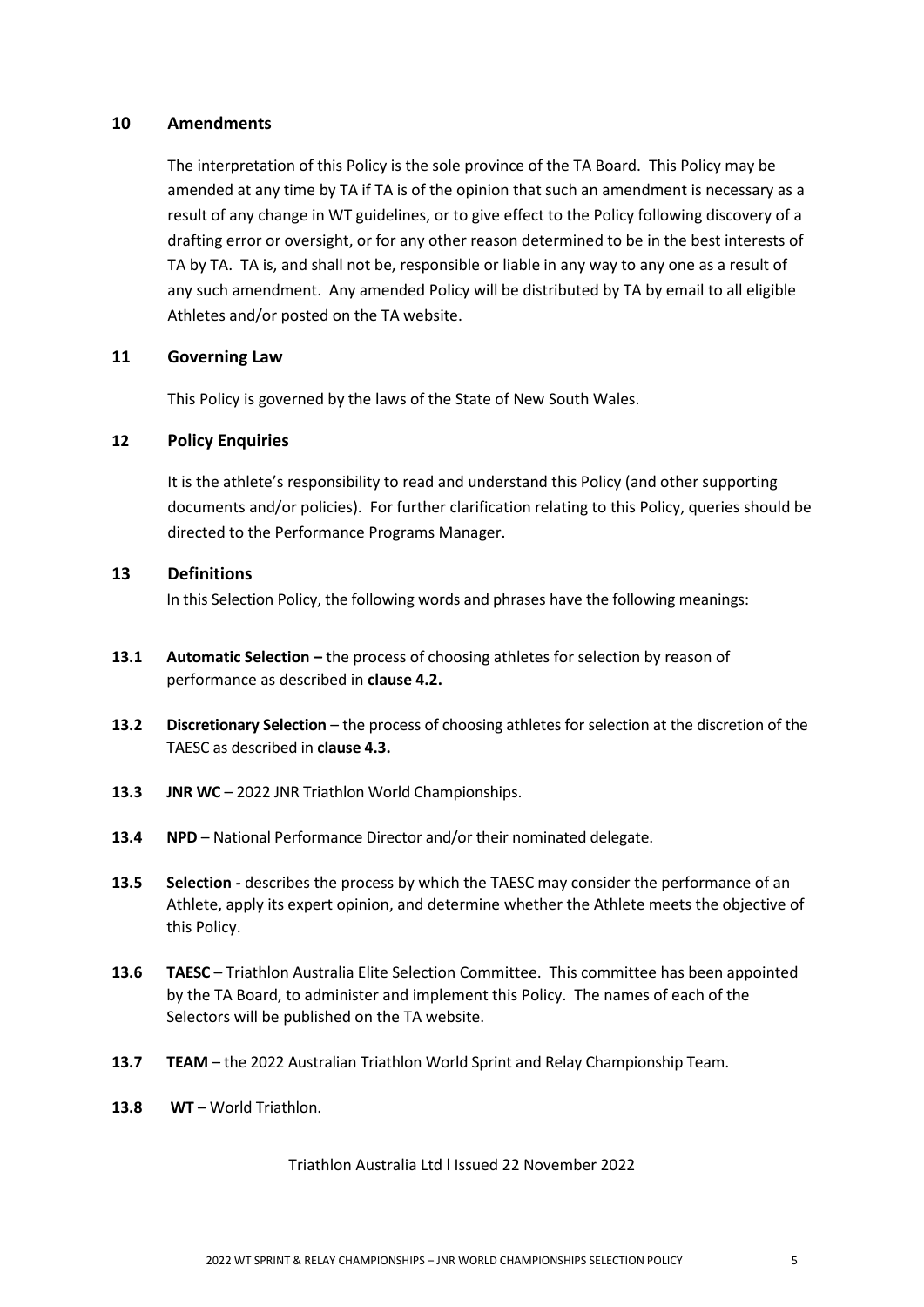## 10 Amendments

The interpretation of this Policy is the sole province of the TA Board. This Policy may be amended at any time by TA if TA is of the opinion that such an amendment is necessary as a result of any change in WT guidelines, or to give effect to the Policy following discovery of a drafting error or oversight, or for any other reason determined to be in the best interests of TA by TA. TA is, and shall not be, responsible or liable in any way to any one as a result of any such amendment. Any amended Policy will be distributed by TA by email to all eligible Athletes and/or posted on the TA website.

## 11 Governing Law

This Policy is governed by the laws of the State of New South Wales.

## 12 Policy Enquiries

It is the athlete's responsibility to read and understand this Policy (and other supporting documents and/or policies). For further clarification relating to this Policy, queries should be directed to the Performance Programs Manager.

## 13 Definitions

In this Selection Policy, the following words and phrases have the following meanings:

**13.1** **Automatic Selection –** the process of choosing athletes for selection by reason of performance as described in **clause 4.2.**

**13.2** **Discretionary Selection** – the process of choosing athletes for selection at the discretion of the TAESC as described in **clause 4.3.**

**13.3** **JNR WC** – 2022 JNR Triathlon World Championships.

**13.4** **NPD** – National Performance Director and/or their nominated delegate.

**13.5** **Selection -** describes the process by which the TAESC may consider the performance of an Athlete, apply its expert opinion, and determine whether the Athlete meets the objective of this Policy.

**13.6** **TAESC** – Triathlon Australia Elite Selection Committee. This committee has been appointed by the TA Board, to administer and implement this Policy. The names of each of the Selectors will be published on the TA website.

**13.7** **TEAM** – the 2022 Australian Triathlon World Sprint and Relay Championship Team.

**13.8** **WT** – World Triathlon.

Triathlon Australia Ltd l Issued 22 November 2022